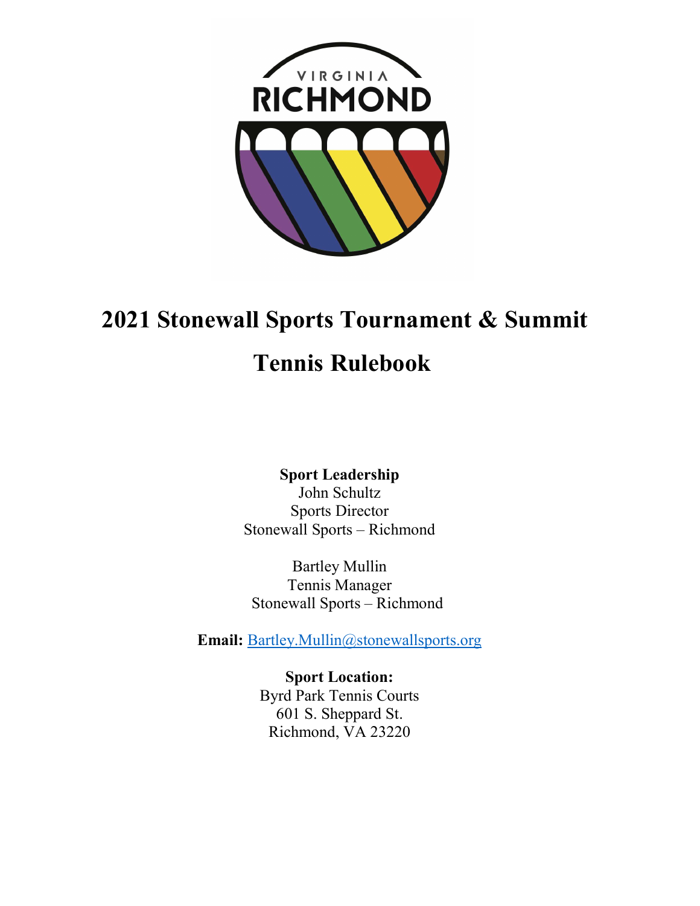# 2021 Stonewall Sports Tournament & Summit

# Tennis Rulebook

**Sport Leadership**
John Schultz
Sports Director
Stonewall Sports – Richmond

Bartley Mullin
Tennis Manager
Stonewall Sports – Richmond

**Email:** Bartley.Mullin@stonewallsports.org

**Sport Location:**
Byrd Park Tennis Courts
601 S. Sheppard St.
Richmond, VA 23220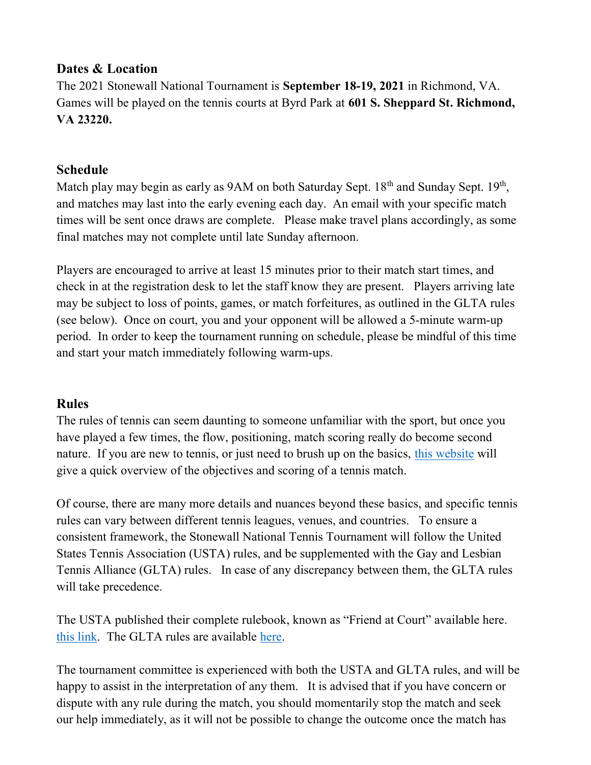## Dates & Location

The 2021 Stonewall National Tournament is **September 18-19, 2021** in Richmond, VA. Games will be played on the tennis courts at Byrd Park at **601 S. Sheppard St. Richmond, VA 23220.**

## Schedule

Match play may begin as early as 9AM on both Saturday Sept. 18th and Sunday Sept. 19th, and matches may last into the early evening each day. An email with your specific match times will be sent once draws are complete. Please make travel plans accordingly, as some final matches may not complete until late Sunday afternoon.

Players are encouraged to arrive at least 15 minutes prior to their match start times, and check in at the registration desk to let the staff know they are present. Players arriving late may be subject to loss of points, games, or match forfeitures, as outlined in the GLTA rules (see below). Once on court, you and your opponent will be allowed a 5-minute warm-up period. In order to keep the tournament running on schedule, please be mindful of this time and start your match immediately following warm-ups.

## Rules

The rules of tennis can seem daunting to someone unfamiliar with the sport, but once you have played a few times, the flow, positioning, match scoring really do become second nature. If you are new to tennis, or just need to brush up on the basics, this website will give a quick overview of the objectives and scoring of a tennis match.

Of course, there are many more details and nuances beyond these basics, and specific tennis rules can vary between different tennis leagues, venues, and countries. To ensure a consistent framework, the Stonewall National Tennis Tournament will follow the United States Tennis Association (USTA) rules, and be supplemented with the Gay and Lesbian Tennis Alliance (GLTA) rules. In case of any discrepancy between them, the GLTA rules will take precedence.

The USTA published their complete rulebook, known as "Friend at Court" available here. this link. The GLTA rules are available here.

The tournament committee is experienced with both the USTA and GLTA rules, and will be happy to assist in the interpretation of any them. It is advised that if you have concern or dispute with any rule during the match, you should momentarily stop the match and seek our help immediately, as it will not be possible to change the outcome once the match has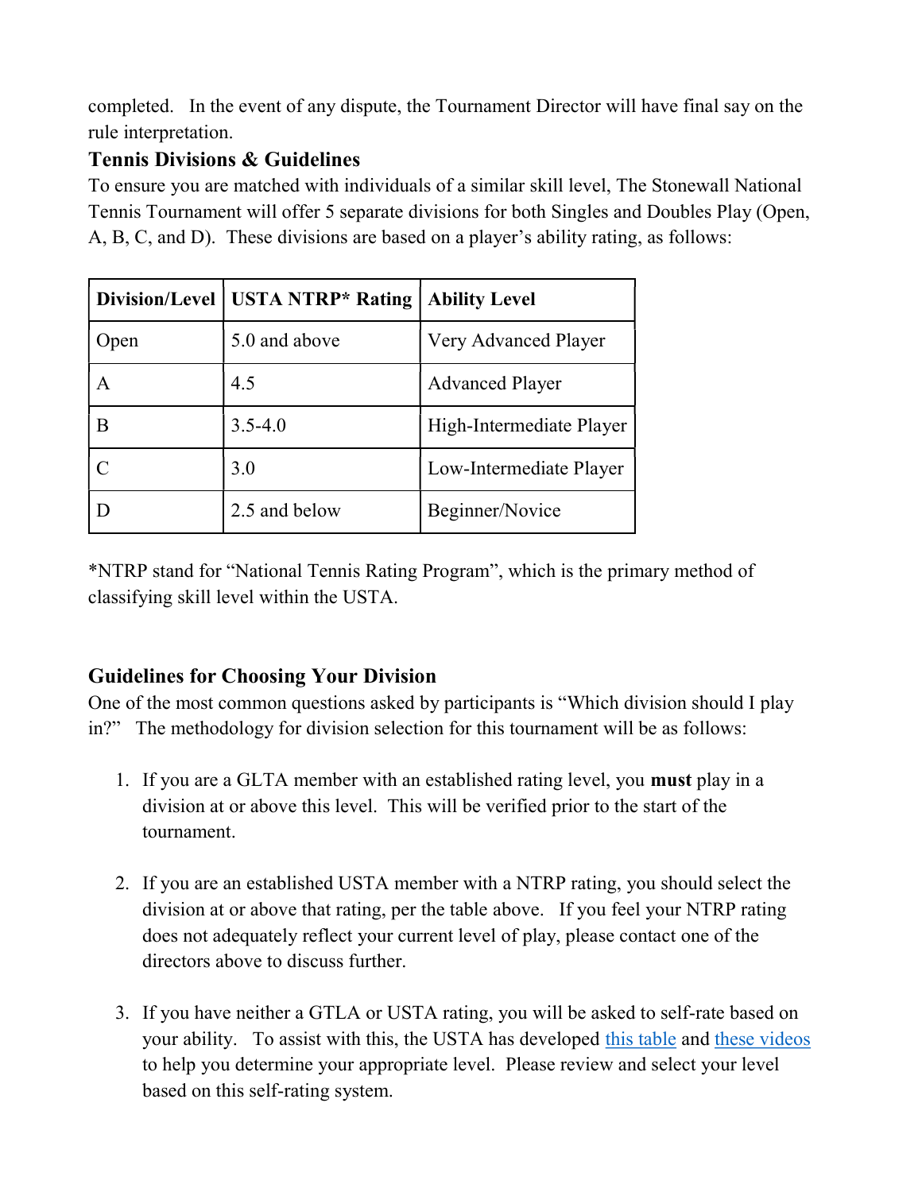completed. In the event of any dispute, the Tournament Director will have final say on the rule interpretation.

## Tennis Divisions & Guidelines

To ensure you are matched with individuals of a similar skill level, The Stonewall National Tennis Tournament will offer 5 separate divisions for both Singles and Doubles Play (Open, A, B, C, and D). These divisions are based on a player's ability rating, as follows:

| Division/Level | USTA NTRP* Rating | Ability Level |
|---|---|---|
| Open | 5.0 and above | Very Advanced Player |
| A | 4.5 | Advanced Player |
| B | 3.5-4.0 | High-Intermediate Player |
| C | 3.0 | Low-Intermediate Player |
| D | 2.5 and below | Beginner/Novice |

*NTRP stand for "National Tennis Rating Program", which is the primary method of classifying skill level within the USTA.

## Guidelines for Choosing Your Division

One of the most common questions asked by participants is "Which division should I play in?" The methodology for division selection for this tournament will be as follows:

1. If you are a GLTA member with an established rating level, you **must** play in a division at or above this level. This will be verified prior to the start of the tournament.

2. If you are an established USTA member with a NTRP rating, you should select the division at or above that rating, per the table above. If you feel your NTRP rating does not adequately reflect your current level of play, please contact one of the directors above to discuss further.

3. If you have neither a GTLA or USTA rating, you will be asked to self-rate based on your ability. To assist with this, the USTA has developed this table and these videos to help you determine your appropriate level. Please review and select your level based on this self-rating system.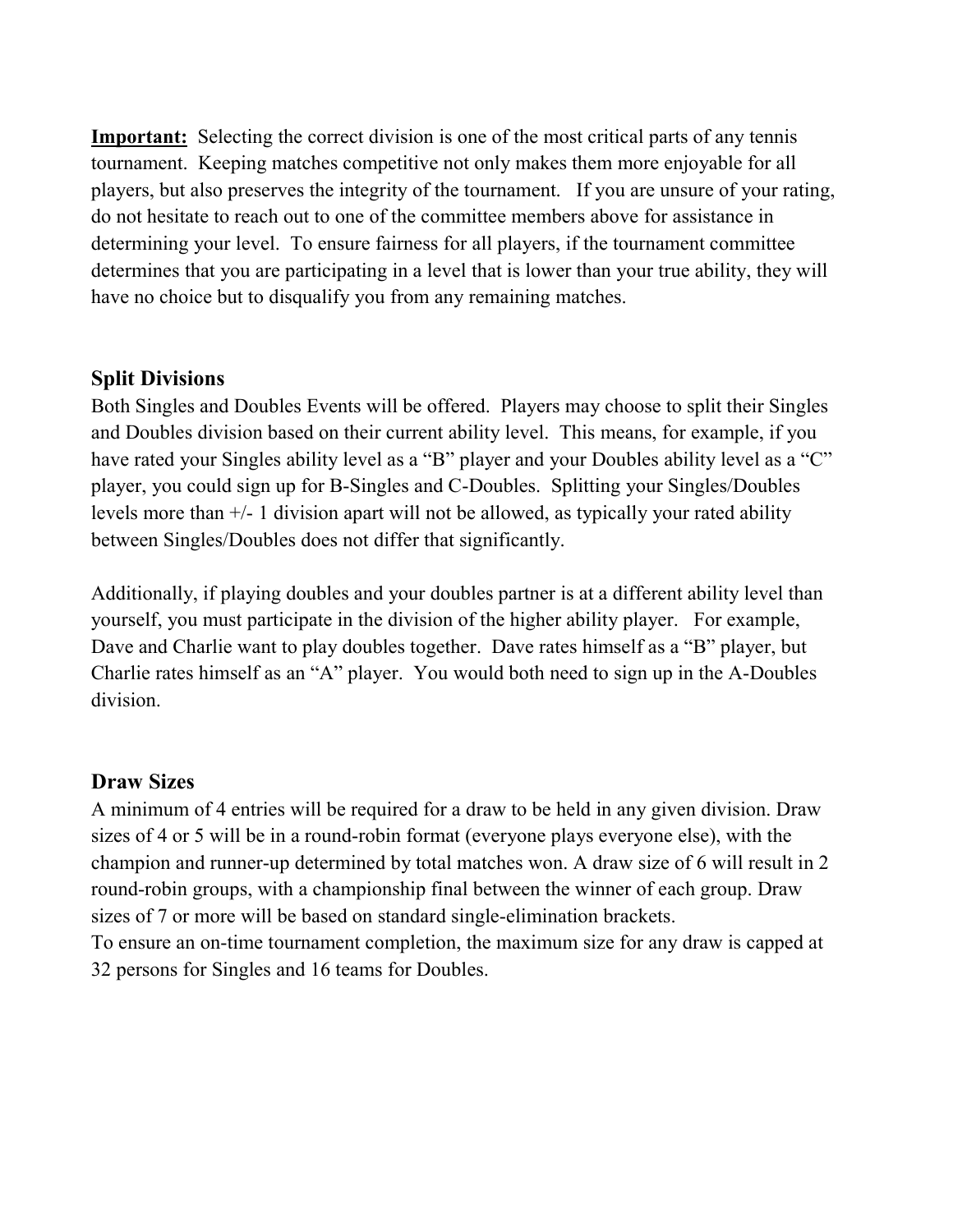**Important:** Selecting the correct division is one of the most critical parts of any tennis tournament. Keeping matches competitive not only makes them more enjoyable for all players, but also preserves the integrity of the tournament. If you are unsure of your rating, do not hesitate to reach out to one of the committee members above for assistance in determining your level. To ensure fairness for all players, if the tournament committee determines that you are participating in a level that is lower than your true ability, they will have no choice but to disqualify you from any remaining matches.

## Split Divisions

Both Singles and Doubles Events will be offered. Players may choose to split their Singles and Doubles division based on their current ability level. This means, for example, if you have rated your Singles ability level as a "B" player and your Doubles ability level as a "C" player, you could sign up for B-Singles and C-Doubles. Splitting your Singles/Doubles levels more than +/- 1 division apart will not be allowed, as typically your rated ability between Singles/Doubles does not differ that significantly.

Additionally, if playing doubles and your doubles partner is at a different ability level than yourself, you must participate in the division of the higher ability player. For example, Dave and Charlie want to play doubles together. Dave rates himself as a "B" player, but Charlie rates himself as an "A" player. You would both need to sign up in the A-Doubles division.

## Draw Sizes

A minimum of 4 entries will be required for a draw to be held in any given division. Draw sizes of 4 or 5 will be in a round-robin format (everyone plays everyone else), with the champion and runner-up determined by total matches won. A draw size of 6 will result in 2 round-robin groups, with a championship final between the winner of each group. Draw sizes of 7 or more will be based on standard single-elimination brackets.
To ensure an on-time tournament completion, the maximum size for any draw is capped at 32 persons for Singles and 16 teams for Doubles.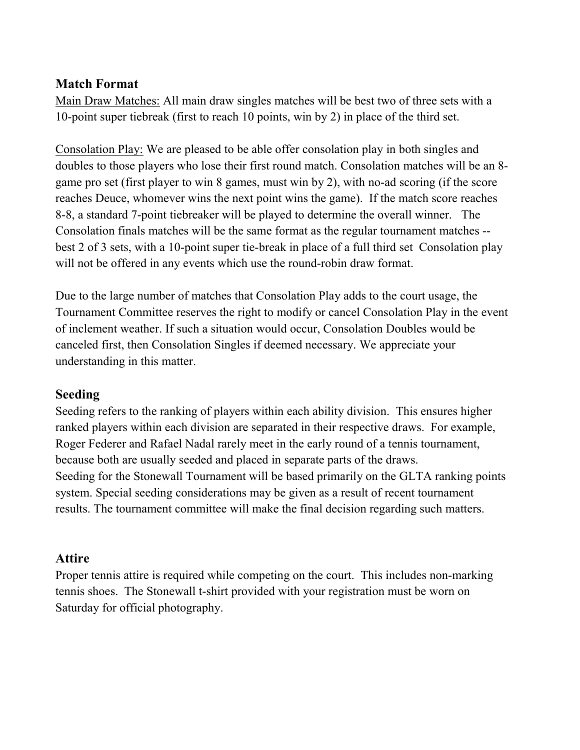## Match Format

Main Draw Matches: All main draw singles matches will be best two of three sets with a 10-point super tiebreak (first to reach 10 points, win by 2) in place of the third set.

Consolation Play: We are pleased to be able offer consolation play in both singles and doubles to those players who lose their first round match. Consolation matches will be an 8-game pro set (first player to win 8 games, must win by 2), with no-ad scoring (if the score reaches Deuce, whomever wins the next point wins the game). If the match score reaches 8-8, a standard 7-point tiebreaker will be played to determine the overall winner. The Consolation finals matches will be the same format as the regular tournament matches -- best 2 of 3 sets, with a 10-point super tie-break in place of a full third set Consolation play will not be offered in any events which use the round-robin draw format.

Due to the large number of matches that Consolation Play adds to the court usage, the Tournament Committee reserves the right to modify or cancel Consolation Play in the event of inclement weather. If such a situation would occur, Consolation Doubles would be canceled first, then Consolation Singles if deemed necessary. We appreciate your understanding in this matter.

## Seeding

Seeding refers to the ranking of players within each ability division. This ensures higher ranked players within each division are separated in their respective draws. For example, Roger Federer and Rafael Nadal rarely meet in the early round of a tennis tournament, because both are usually seeded and placed in separate parts of the draws.
Seeding for the Stonewall Tournament will be based primarily on the GLTA ranking points system. Special seeding considerations may be given as a result of recent tournament results. The tournament committee will make the final decision regarding such matters.

## Attire

Proper tennis attire is required while competing on the court. This includes non-marking tennis shoes. The Stonewall t-shirt provided with your registration must be worn on Saturday for official photography.